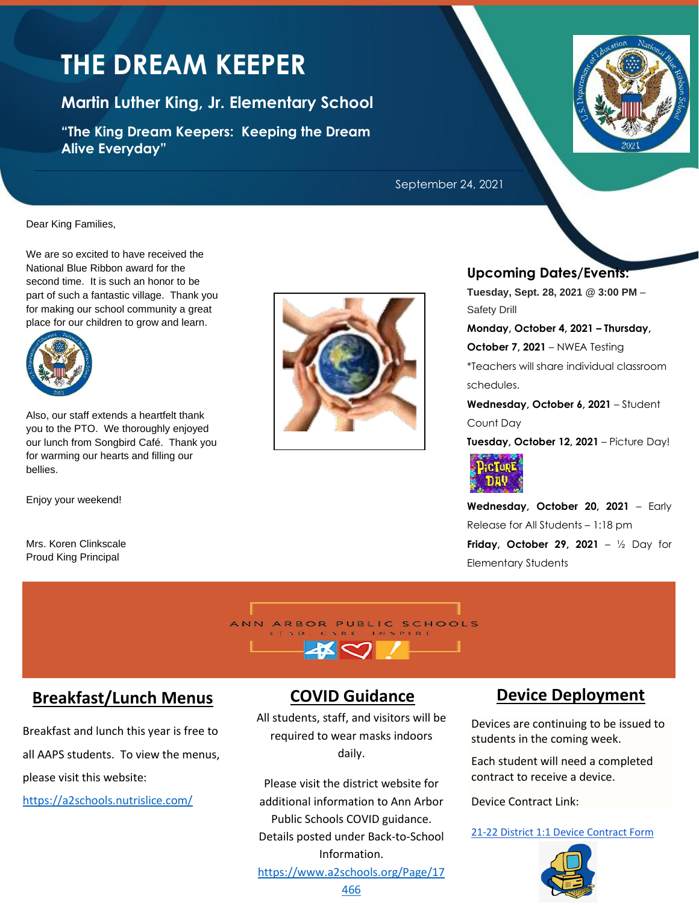# THE DREAM KEEPER

## Martin Luther King, Jr. Elementary School

**"The King Dream Keepers: Keeping the Dream Alive Everyday"**

September 24, 2021

Dear King Families,

We are so excited to have received the National Blue Ribbon award for the second time. It is such an honor to be part of such a fantastic village. Thank you for making our school community a great place for our children to grow and learn.

Also, our staff extends a heartfelt thank you to the PTO. We thoroughly enjoyed our lunch from Songbird Café. Thank you for warming our hearts and filling our bellies.

Enjoy your weekend!

Mrs. Koren Clinkscale
Proud King Principal

## Upcoming Dates/Events:

**Tuesday, Sept. 28, 2021 @ 3:00 PM** – Safety Drill

**Monday, October 4, 2021 – Thursday, October 7, 2021** – NWEA Testing

*Teachers will share individual classroom schedules.

**Wednesday, October 6, 2021** – Student Count Day

**Tuesday, October 12, 2021** – Picture Day!

**Wednesday, October 20, 2021** – Early Release for All Students – 1:18 pm

**Friday, October 29, 2021** – ½ Day for Elementary Students

ANN ARBOR PUBLIC SCHOOLS
LEAD · CARE · INSPIRE

## Breakfast/Lunch Menus

Breakfast and lunch this year is free to all AAPS students. To view the menus, please visit this website:

https://a2schools.nutrislice.com/

## COVID Guidance

All students, staff, and visitors will be required to wear masks indoors daily.

Please visit the district website for additional information to Ann Arbor Public Schools COVID guidance. Details posted under Back-to-School Information.

https://www.a2schools.org/Page/17466

## Device Deployment

Devices are continuing to be issued to students in the coming week.

Each student will need a completed contract to receive a device.

Device Contract Link:

21-22 District 1:1 Device Contract Form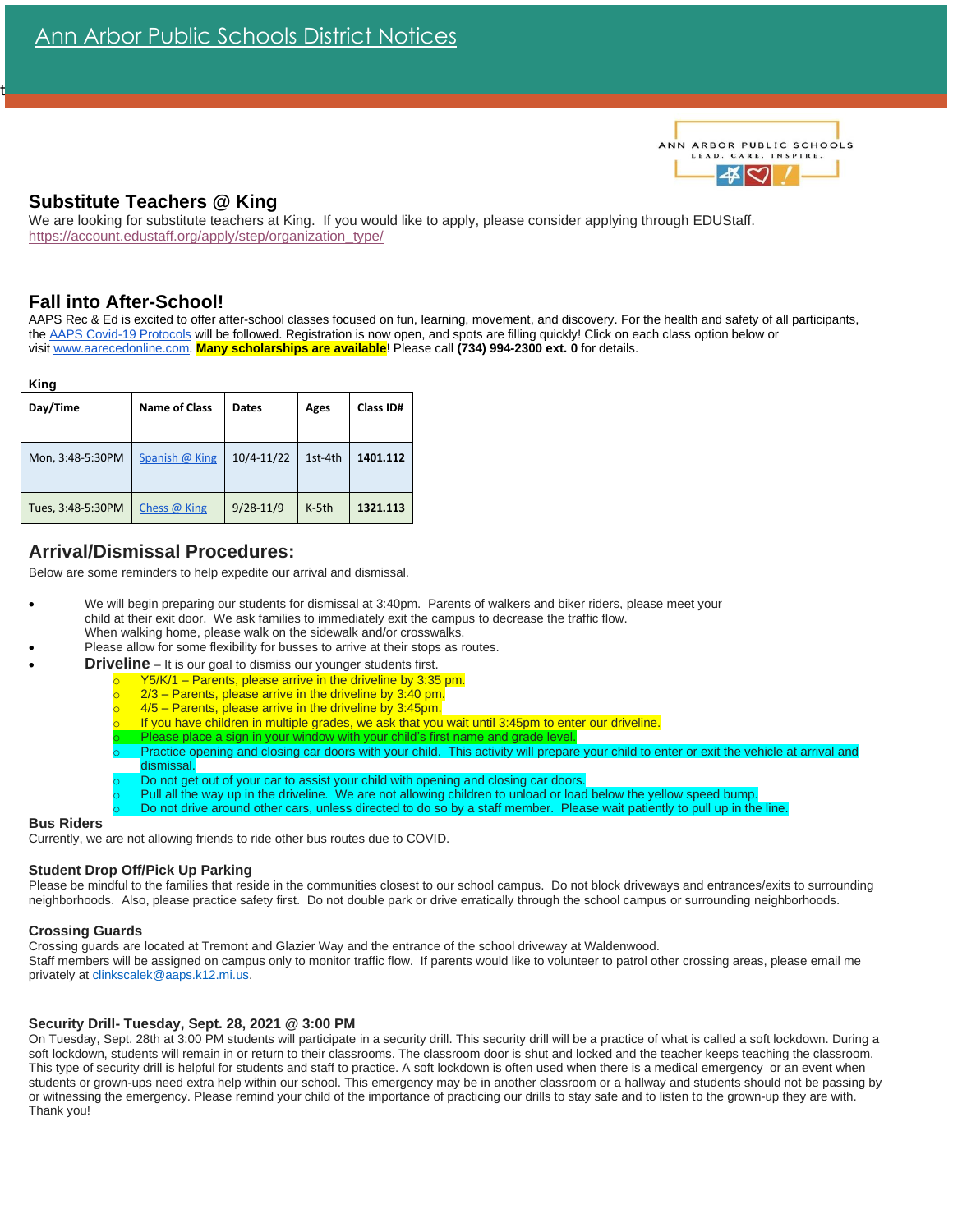# Ann Arbor Public Schools District Notices

## Substitute Teachers @ King

We are looking for substitute teachers at King. If you would like to apply, please consider applying through EDUStaff. https://account.edustaff.org/apply/step/organization_type/

## Fall into After-School!

AAPS Rec & Ed is excited to offer after-school classes focused on fun, learning, movement, and discovery. For the health and safety of all participants, the AAPS Covid-19 Protocols will be followed. Registration is now open, and spots are filling quickly! Click on each class option below or visit www.aarecedonline.com. **Many scholarships are available**! Please call **(734) 994-2300 ext. 0** for details.

**King**

| Day/Time | Name of Class | Dates | Ages | Class ID# |
|---|---|---|---|---|
| Mon, 3:48-5:30PM | Spanish @ King | 10/4-11/22 | 1st-4th | **1401.112** |
| Tues, 3:48-5:30PM | Chess @ King | 9/28-11/9 | K-5th | **1321.113** |

## Arrival/Dismissal Procedures:

Below are some reminders to help expedite our arrival and dismissal.

- We will begin preparing our students for dismissal at 3:40pm. Parents of walkers and biker riders, please meet your child at their exit door. We ask families to immediately exit the campus to decrease the traffic flow. When walking home, please walk on the sidewalk and/or crosswalks.
- Please allow for some flexibility for busses to arrive at their stops as routes.
- **Driveline** – It is our goal to dismiss our younger students first.
  - Y5/K/1 – Parents, please arrive in the driveline by 3:35 pm.
  - 2/3 – Parents, please arrive in the driveline by 3:40 pm.
  - 4/5 – Parents, please arrive in the driveline by 3:45pm.
  - If you have children in multiple grades, we ask that you wait until 3:45pm to enter our driveline.
  - Please place a sign in your window with your child's first name and grade level.
  - Practice opening and closing car doors with your child. This activity will prepare your child to enter or exit the vehicle at arrival and dismissal.
  - Do not get out of your car to assist your child with opening and closing car doors.
  - Pull all the way up in the driveline. We are not allowing children to unload or load below the yellow speed bump.
  - Do not drive around other cars, unless directed to do so by a staff member. Please wait patiently to pull up in the line.

### Bus Riders

Currently, we are not allowing friends to ride other bus routes due to COVID.

### Student Drop Off/Pick Up Parking

Please be mindful to the families that reside in the communities closest to our school campus. Do not block driveways and entrances/exits to surrounding neighborhoods. Also, please practice safety first. Do not double park or drive erratically through the school campus or surrounding neighborhoods.

### Crossing Guards

Crossing guards are located at Tremont and Glazier Way and the entrance of the school driveway at Waldenwood.
Staff members will be assigned on campus only to monitor traffic flow. If parents would like to volunteer to patrol other crossing areas, please email me privately at clinkscalek@aaps.k12.mi.us.

### Security Drill- Tuesday, Sept. 28, 2021 @ 3:00 PM

On Tuesday, Sept. 28th at 3:00 PM students will participate in a security drill. This security drill will be a practice of what is called a soft lockdown. During a soft lockdown, students will remain in or return to their classrooms. The classroom door is shut and locked and the teacher keeps teaching the classroom. This type of security drill is helpful for students and staff to practice. A soft lockdown is often used when there is a medical emergency or an event when students or grown-ups need extra help within our school. This emergency may be in another classroom or a hallway and students should not be passing by or witnessing the emergency. Please remind your child of the importance of practicing our drills to stay safe and to listen to the grown-up they are with. Thank you!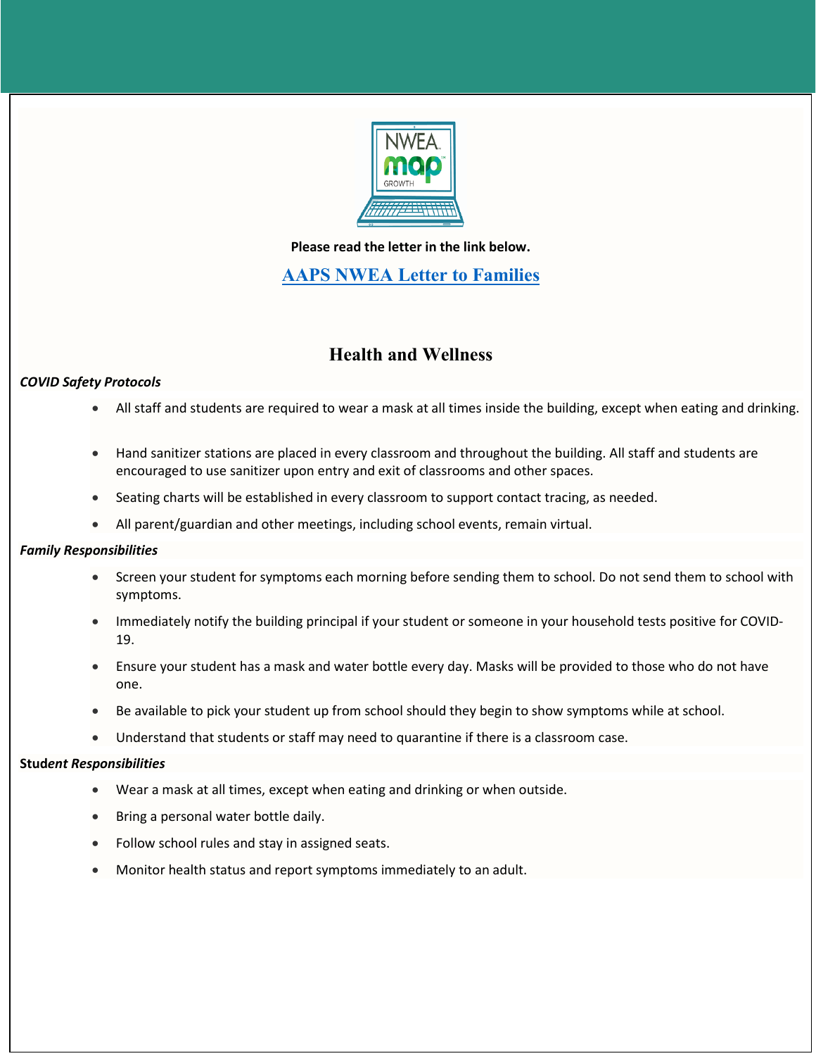Please read the letter in the link below.

**AAPS NWEA Letter to Families**

## Health and Wellness

***COVID Safety Protocols***

- All staff and students are required to wear a mask at all times inside the building, except when eating and drinking.
- Hand sanitizer stations are placed in every classroom and throughout the building. All staff and students are encouraged to use sanitizer upon entry and exit of classrooms and other spaces.
- Seating charts will be established in every classroom to support contact tracing, as needed.
- All parent/guardian and other meetings, including school events, remain virtual.

***Family Responsibilities***

- Screen your student for symptoms each morning before sending them to school. Do not send them to school with symptoms.
- Immediately notify the building principal if your student or someone in your household tests positive for COVID-19.
- Ensure your student has a mask and water bottle every day. Masks will be provided to those who do not have one.
- Be available to pick your student up from school should they begin to show symptoms while at school.
- Understand that students or staff may need to quarantine if there is a classroom case.

**Stud*ent Responsibilities***

- Wear a mask at all times, except when eating and drinking or when outside.
- Bring a personal water bottle daily.
- Follow school rules and stay in assigned seats.
- Monitor health status and report symptoms immediately to an adult.